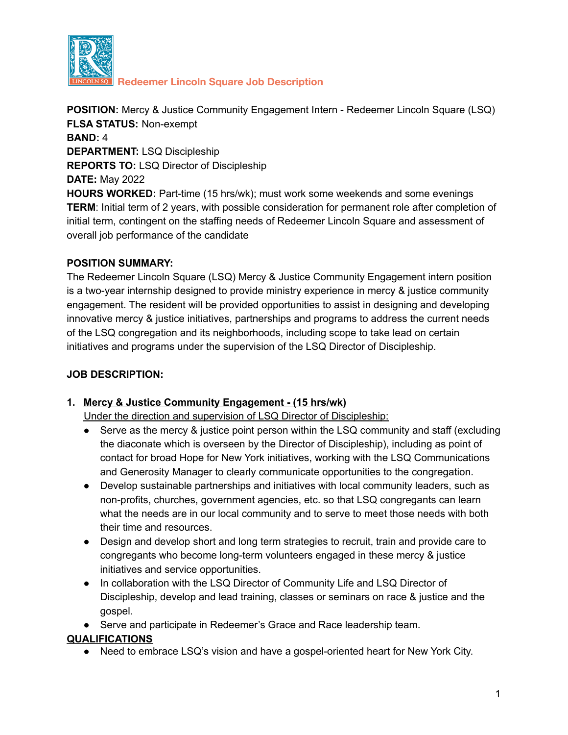**Redeemer Lincoln Square Job Description**

**POSITION:** Mercy & Justice Community Engagement Intern - Redeemer Lincoln Square (LSQ)
**FLSA STATUS:** Non-exempt
**BAND:** 4
**DEPARTMENT:** LSQ Discipleship
**REPORTS TO:** LSQ Director of Discipleship
**DATE:** May 2022
**HOURS WORKED:** Part-time (15 hrs/wk); must work some weekends and some evenings
**TERM**: Initial term of 2 years, with possible consideration for permanent role after completion of initial term, contingent on the staffing needs of Redeemer Lincoln Square and assessment of overall job performance of the candidate

**POSITION SUMMARY:**
The Redeemer Lincoln Square (LSQ) Mercy & Justice Community Engagement intern position is a two-year internship designed to provide ministry experience in mercy & justice community engagement. The resident will be provided opportunities to assist in designing and developing innovative mercy & justice initiatives, partnerships and programs to address the current needs of the LSQ congregation and its neighborhoods, including scope to take lead on certain initiatives and programs under the supervision of the LSQ Director of Discipleship.

**JOB DESCRIPTION:**

1. **Mercy & Justice Community Engagement - (15 hrs/wk)**
   Under the direction and supervision of LSQ Director of Discipleship:
   - Serve as the mercy & justice point person within the LSQ community and staff (excluding the diaconate which is overseen by the Director of Discipleship), including as point of contact for broad Hope for New York initiatives, working with the LSQ Communications and Generosity Manager to clearly communicate opportunities to the congregation.
   - Develop sustainable partnerships and initiatives with local community leaders, such as non-profits, churches, government agencies, etc. so that LSQ congregants can learn what the needs are in our local community and to serve to meet those needs with both their time and resources.
   - Design and develop short and long term strategies to recruit, train and provide care to congregants who become long-term volunteers engaged in these mercy & justice initiatives and service opportunities.
   - In collaboration with the LSQ Director of Community Life and LSQ Director of Discipleship, develop and lead training, classes or seminars on race & justice and the gospel.
   - Serve and participate in Redeemer's Grace and Race leadership team.

**QUALIFICATIONS**

- Need to embrace LSQ's vision and have a gospel-oriented heart for New York City.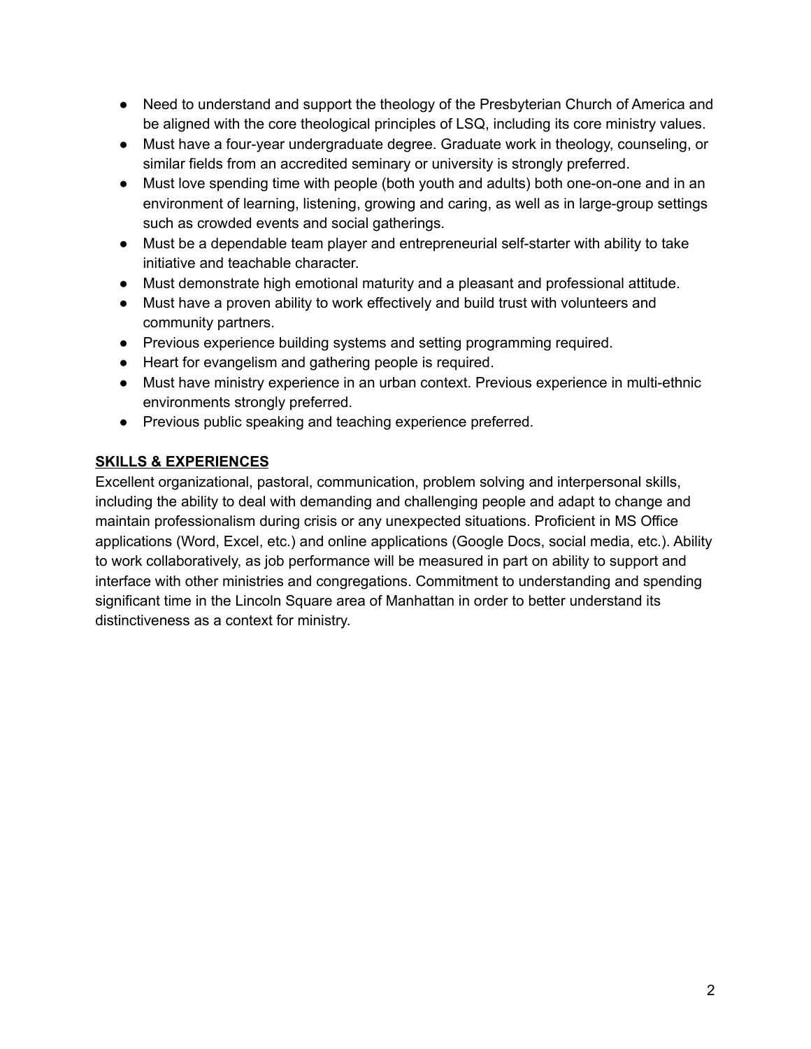- Need to understand and support the theology of the Presbyterian Church of America and be aligned with the core theological principles of LSQ, including its core ministry values.
- Must have a four-year undergraduate degree. Graduate work in theology, counseling, or similar fields from an accredited seminary or university is strongly preferred.
- Must love spending time with people (both youth and adults) both one-on-one and in an environment of learning, listening, growing and caring, as well as in large-group settings such as crowded events and social gatherings.
- Must be a dependable team player and entrepreneurial self-starter with ability to take initiative and teachable character.
- Must demonstrate high emotional maturity and a pleasant and professional attitude.
- Must have a proven ability to work effectively and build trust with volunteers and community partners.
- Previous experience building systems and setting programming required.
- Heart for evangelism and gathering people is required.
- Must have ministry experience in an urban context. Previous experience in multi-ethnic environments strongly preferred.
- Previous public speaking and teaching experience preferred.

## **SKILLS & EXPERIENCES**

Excellent organizational, pastoral, communication, problem solving and interpersonal skills, including the ability to deal with demanding and challenging people and adapt to change and maintain professionalism during crisis or any unexpected situations. Proficient in MS Office applications (Word, Excel, etc.) and online applications (Google Docs, social media, etc.). Ability to work collaboratively, as job performance will be measured in part on ability to support and interface with other ministries and congregations. Commitment to understanding and spending significant time in the Lincoln Square area of Manhattan in order to better understand its distinctiveness as a context for ministry.